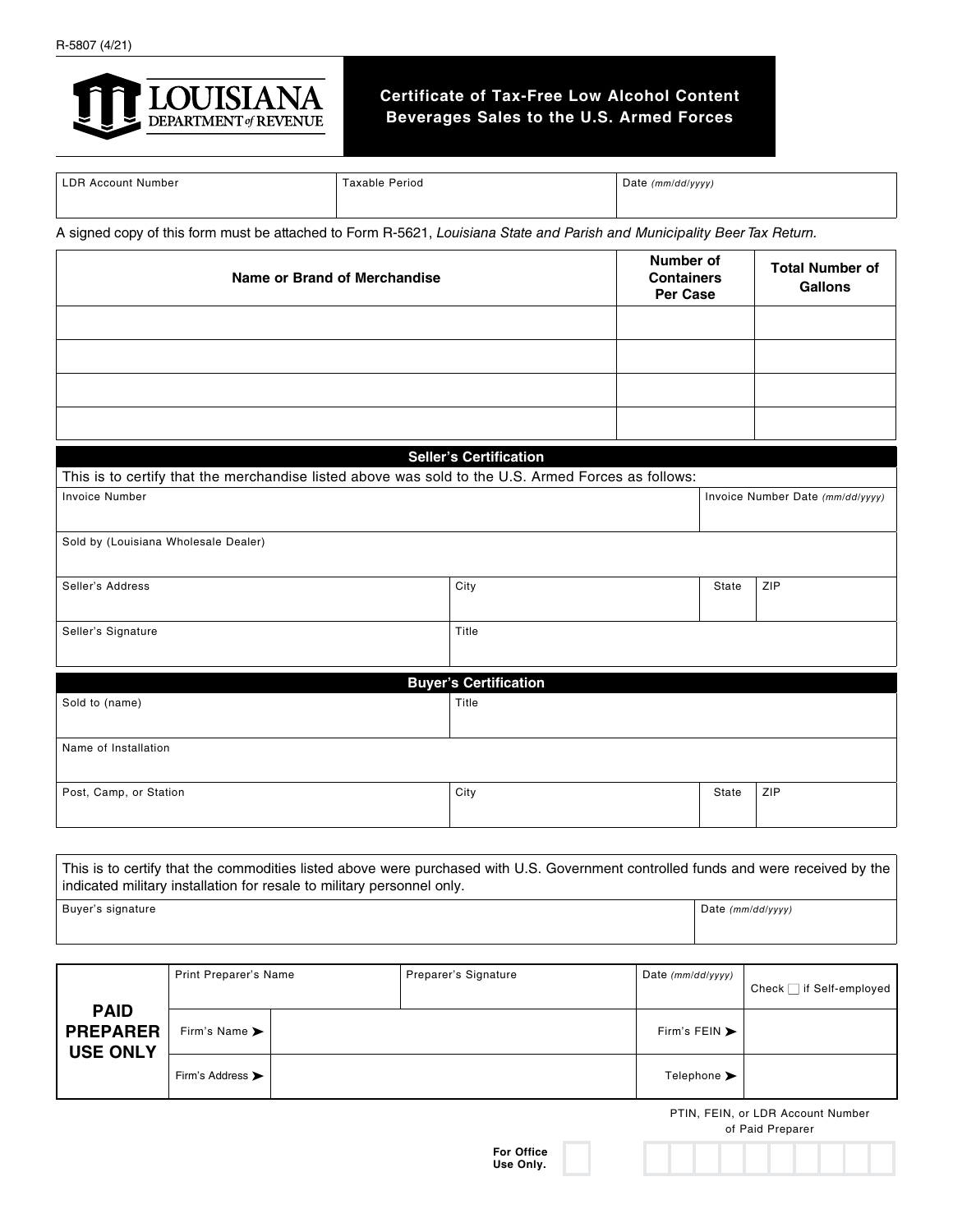R-5807 (4/21)

# LOUISIANA DEPARTMENT of REVENUE

## Certificate of Tax-Free Low Alcohol Content Beverages Sales to the U.S. Armed Forces

| LDR Account Number | Taxable Period | Date *(mm/dd/yyyy)* |
|---|---|---|
| | | |

A signed copy of this form must be attached to Form R-5621, *Louisiana State and Parish and Municipality Beer Tax Return.*

| Name or Brand of Merchandise | Number of Containers Per Case | Total Number of Gallons |
|---|---|---|
| | | |
| | | |
| | | |
| | | |

### Seller's Certification

This is to certify that the merchandise listed above was sold to the U.S. Armed Forces as follows:

| Invoice Number | | | Invoice Number Date *(mm/dd/yyyy)* |
|---|---|---|---|
| Sold by (Louisiana Wholesale Dealer) | | | |
| Seller's Address | City | State | ZIP |
| Seller's Signature | Title | | |

### Buyer's Certification

| Sold to (name) | Title | | |
|---|---|---|---|
| Name of Installation | | | |
| Post, Camp, or Station | City | State | ZIP |

This is to certify that the commodities listed above were purchased with U.S. Government controlled funds and were received by the indicated military installation for resale to military personnel only.

| Buyer's signature | Date *(mm/dd/yyyy)* |
|---|---|
| | |

| **PAID PREPARER USE ONLY** | | | | |
|---|---|---|---|---|
| Print Preparer's Name | Preparer's Signature | | Date *(mm/dd/yyyy)* | Check ☐ if Self-employed |
| Firm's Name ➤ | | | Firm's FEIN ➤ | |
| Firm's Address ➤ | | | Telephone ➤ | |

PTIN, FEIN, or LDR Account Number of Paid Preparer

For Office Use Only.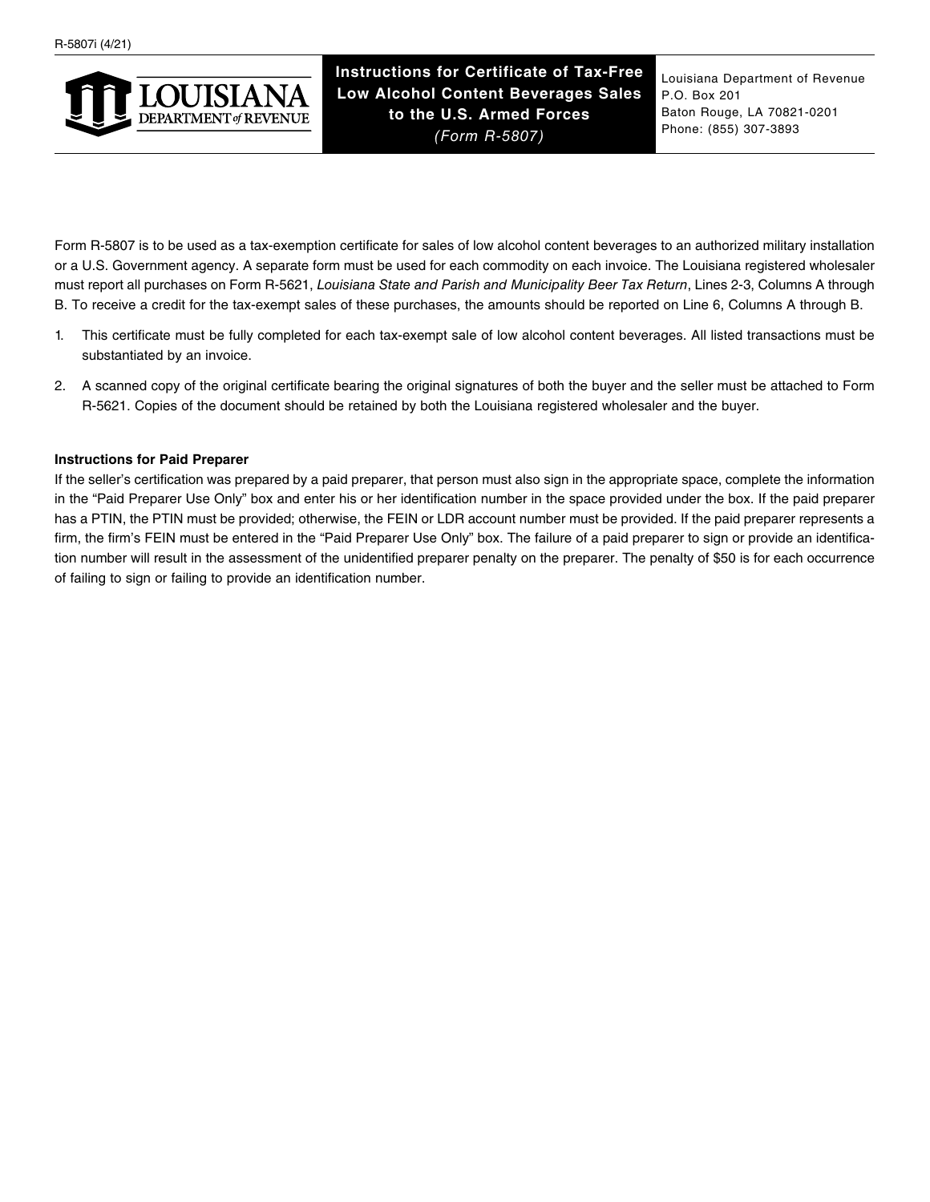R-5807i (4/21)

**LOUISIANA DEPARTMENT of REVENUE**

# Instructions for Certificate of Tax-Free Low Alcohol Content Beverages Sales to the U.S. Armed Forces

*(Form R-5807)*

Louisiana Department of Revenue
P.O. Box 201
Baton Rouge, LA 70821-0201
Phone: (855) 307-3893

Form R-5807 is to be used as a tax-exemption certificate for sales of low alcohol content beverages to an authorized military installation or a U.S. Government agency. A separate form must be used for each commodity on each invoice. The Louisiana registered wholesaler must report all purchases on Form R-5621, *Louisiana State and Parish and Municipality Beer Tax Return*, Lines 2-3, Columns A through B. To receive a credit for the tax-exempt sales of these purchases, the amounts should be reported on Line 6, Columns A through B.

1. This certificate must be fully completed for each tax-exempt sale of low alcohol content beverages. All listed transactions must be substantiated by an invoice.
2. A scanned copy of the original certificate bearing the original signatures of both the buyer and the seller must be attached to Form R-5621. Copies of the document should be retained by both the Louisiana registered wholesaler and the buyer.

**Instructions for Paid Preparer**

If the seller's certification was prepared by a paid preparer, that person must also sign in the appropriate space, complete the information in the "Paid Preparer Use Only" box and enter his or her identification number in the space provided under the box. If the paid preparer has a PTIN, the PTIN must be provided; otherwise, the FEIN or LDR account number must be provided. If the paid preparer represents a firm, the firm's FEIN must be entered in the "Paid Preparer Use Only" box. The failure of a paid preparer to sign or provide an identification number will result in the assessment of the unidentified preparer penalty on the preparer. The penalty of $50 is for each occurrence of failing to sign or failing to provide an identification number.